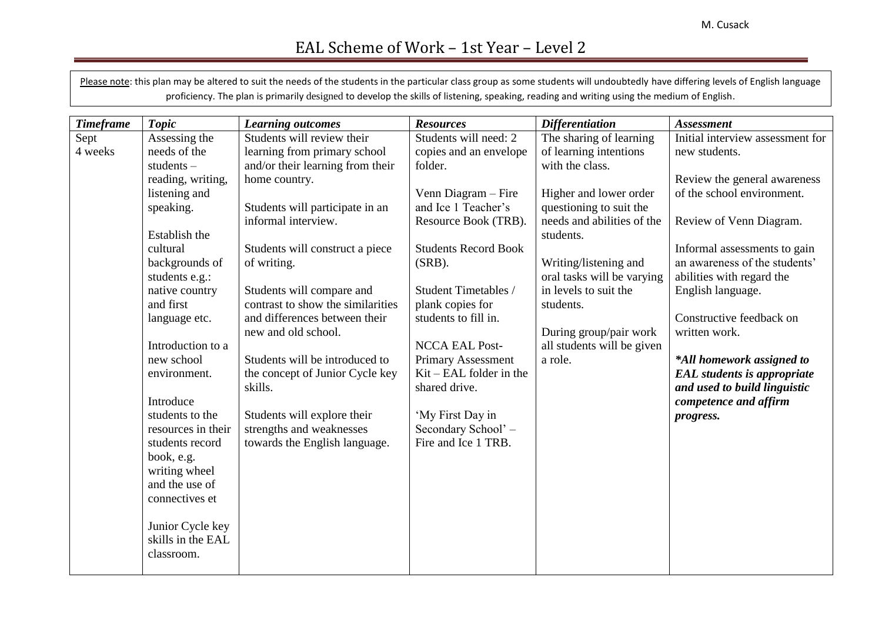# EAL Scheme of Work – 1st Year – Level 2

Please note: this plan may be altered to suit the needs of the students in the particular class group as some students will undoubtedly have differing levels of English language proficiency. The plan is primarily designed to develop the skills of listening, speaking, reading and writing using the medium of English.

| *Timeframe* | *Topic* | *Learning outcomes* | *Resources* | *Differentiation* | *Assessment* |
|---|---|---|---|---|---|
| Sept<br>4 weeks | Assessing the needs of the students – reading, writing, listening and speaking.<br><br>Establish the cultural backgrounds of students e.g.: native country and first language etc.<br><br>Introduction to a new school environment.<br><br>Introduce students to the resources in their students record book, e.g. writing wheel and the use of connectives et<br><br>Junior Cycle key skills in the EAL classroom. | Students will review their learning from primary school and/or their learning from their home country.<br><br>Students will participate in an informal interview.<br><br>Students will construct a piece of writing.<br><br>Students will compare and contrast to show the similarities and differences between their new and old school.<br><br>Students will be introduced to the concept of Junior Cycle key skills.<br><br>Students will explore their strengths and weaknesses towards the English language. | Students will need: 2 copies and an envelope folder.<br><br>Venn Diagram – Fire and Ice 1 Teacher's Resource Book (TRB).<br><br>Students Record Book (SRB).<br><br>Student Timetables / plank copies for students to fill in.<br><br>NCCA EAL Post-Primary Assessment Kit – EAL folder in the shared drive.<br><br>'My First Day in Secondary School' – Fire and Ice 1 TRB. | The sharing of learning of learning intentions with the class.<br><br>Higher and lower order questioning to suit the needs and abilities of the students.<br><br>Writing/listening and oral tasks will be varying in levels to suit the students.<br><br>During group/pair work all students will be given a role. | Initial interview assessment for new students.<br><br>Review the general awareness of the school environment.<br><br>Review of Venn Diagram.<br><br>Informal assessments to gain an awareness of the students' abilities with regard the English language.<br><br>Constructive feedback on written work.<br><br>***All homework assigned to EAL students is appropriate and used to build linguistic competence and affirm progress.*** |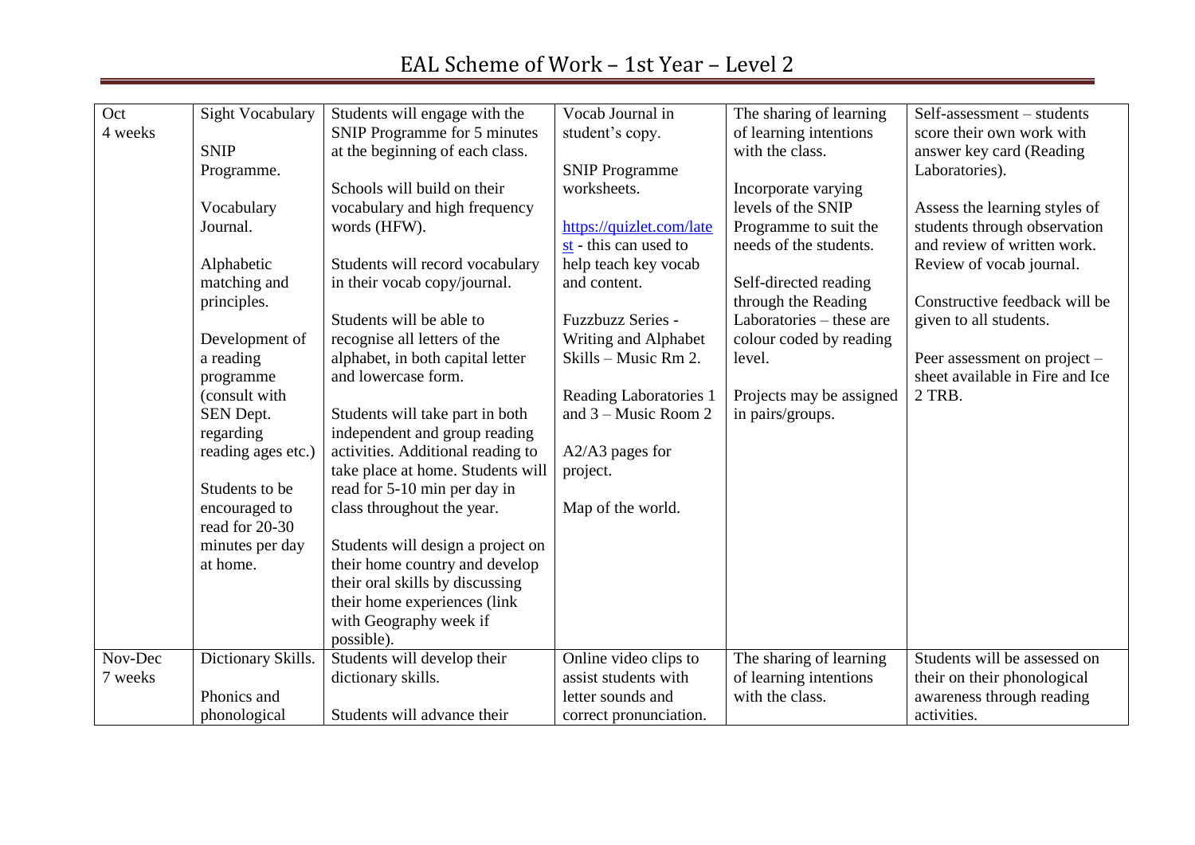# EAL Scheme of Work – 1st Year – Level 2

| | | | | | |
|---|---|---|---|---|---|
| Oct<br>4 weeks | Sight Vocabulary<br><br>SNIP Programme.<br><br>Vocabulary Journal.<br><br>Alphabetic matching and principles.<br><br>Development of a reading programme (consult with SEN Dept. regarding reading ages etc.)<br><br>Students to be encouraged to read for 20-30 minutes per day at home. | Students will engage with the SNIP Programme for 5 minutes at the beginning of each class.<br><br>Schools will build on their vocabulary and high frequency words (HFW).<br><br>Students will record vocabulary in their vocab copy/journal.<br><br>Students will be able to recognise all letters of the alphabet, in both capital letter and lowercase form.<br><br>Students will take part in both independent and group reading activities. Additional reading to take place at home. Students will read for 5-10 min per day in class throughout the year.<br><br>Students will design a project on their home country and develop their oral skills by discussing their home experiences (link with Geography week if possible). | Vocab Journal in student's copy.<br><br>SNIP Programme worksheets.<br><br>https://quizlet.com/latest - this can used to help teach key vocab and content.<br><br>Fuzzbuzz Series - Writing and Alphabet Skills – Music Rm 2.<br><br>Reading Laboratories 1 and 3 – Music Room 2<br><br>A2/A3 pages for project.<br><br>Map of the world. | The sharing of learning of learning intentions with the class.<br><br>Incorporate varying levels of the SNIP Programme to suit the needs of the students.<br><br>Self-directed reading through the Reading Laboratories – these are colour coded by reading level.<br><br>Projects may be assigned in pairs/groups. | Self-assessment – students score their own work with answer key card (Reading Laboratories).<br><br>Assess the learning styles of students through observation and review of written work. Review of vocab journal.<br><br>Constructive feedback will be given to all students.<br><br>Peer assessment on project – sheet available in Fire and Ice 2 TRB. |
| Nov-Dec<br>7 weeks | Dictionary Skills.<br><br>Phonics and phonological | Students will develop their dictionary skills.<br><br>Students will advance their | Online video clips to assist students with letter sounds and correct pronunciation. | The sharing of learning of learning intentions with the class. | Students will be assessed on their on their phonological awareness through reading activities. |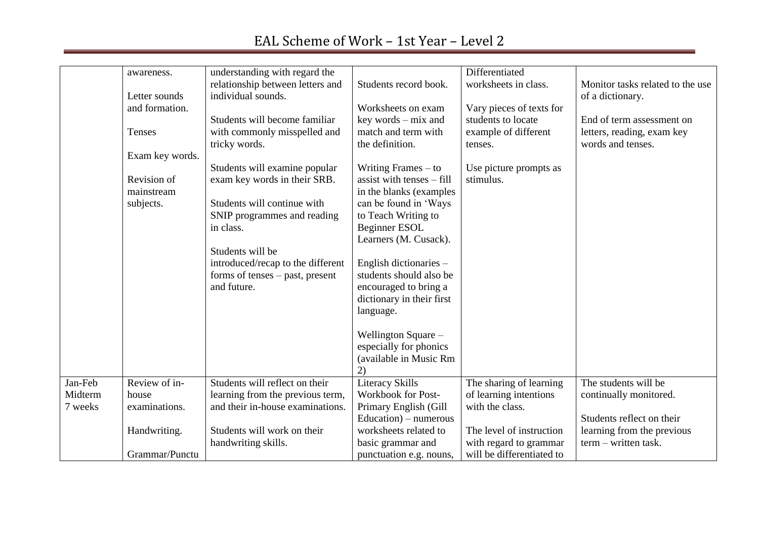| | | | | | |
|---|---|---|---|---|---|
| | awareness.<br><br>Letter sounds and formation.<br><br>Tenses<br><br>Exam key words.<br><br>Revision of mainstream subjects. | understanding with regard the relationship between letters and individual sounds.<br><br>Students will become familiar with commonly misspelled and tricky words.<br><br>Students will examine popular exam key words in their SRB.<br><br>Students will continue with SNIP programmes and reading in class.<br><br>Students will be introduced/recap to the different forms of tenses – past, present and future. | Students record book.<br><br>Worksheets on exam key words – mix and match and term with the definition.<br><br>Writing Frames – to assist with tenses – fill in the blanks (examples can be found in 'Ways to Teach Writing to Beginner ESOL Learners (M. Cusack).<br><br>English dictionaries – students should also be encouraged to bring a dictionary in their first language.<br><br>Wellington Square – especially for phonics (available in Music Rm 2) | Differentiated worksheets in class.<br><br>Vary pieces of texts for students to locate example of different tenses.<br><br>Use picture prompts as stimulus. | Monitor tasks related to the use of a dictionary.<br><br>End of term assessment on letters, reading, exam key words and tenses. |
| Jan-Feb Midterm 7 weeks | Review of in-house examinations.<br><br>Handwriting.<br><br>Grammar/Punctu | Students will reflect on their learning from the previous term, and their in-house examinations.<br><br>Students will work on their handwriting skills. | Literacy Skills Workbook for Post-Primary English (Gill Education) – numerous worksheets related to basic grammar and punctuation e.g. nouns, | The sharing of learning of learning intentions with the class.<br><br>The level of instruction with regard to grammar will be differentiated to | The students will be continually monitored.<br><br>Students reflect on their learning from the previous term – written task. |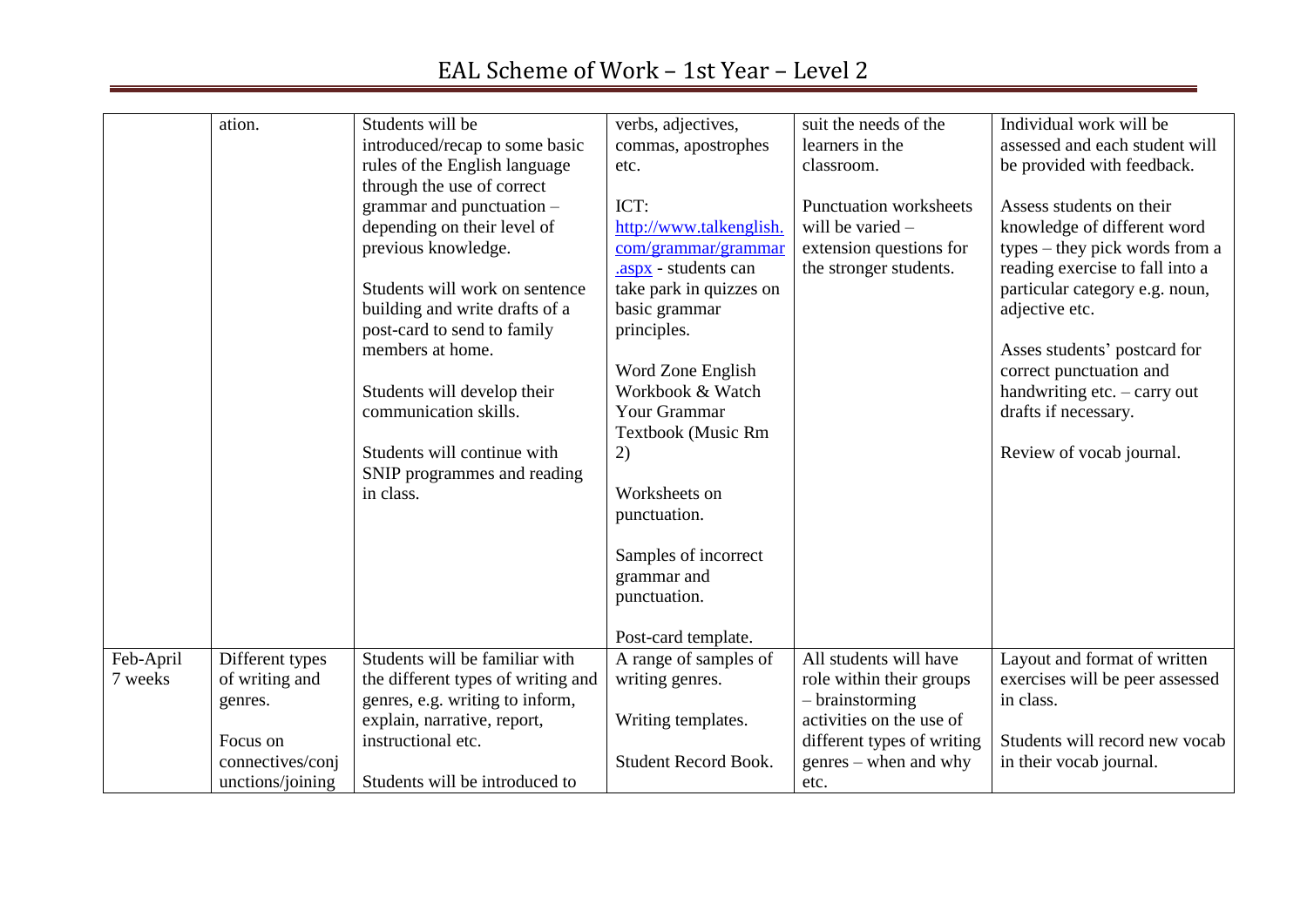| | | | | | |
|---|---|---|---|---|---|
| | ation. | Students will be introduced/recap to some basic rules of the English language through the use of correct grammar and punctuation – depending on their level of previous knowledge.<br><br>Students will work on sentence building and write drafts of a post-card to send to family members at home.<br><br>Students will develop their communication skills.<br><br>Students will continue with SNIP programmes and reading in class. | verbs, adjectives, commas, apostrophes etc.<br><br>ICT:<br>[http://www.talkenglish.com/grammar/grammar.aspx](http://www.talkenglish.com/grammar/grammar.aspx) - students can take park in quizzes on basic grammar principles.<br><br>Word Zone English Workbook & Watch Your Grammar Textbook (Music Rm 2)<br><br>Worksheets on punctuation.<br><br>Samples of incorrect grammar and punctuation.<br><br>Post-card template. | suit the needs of the learners in the classroom.<br><br>Punctuation worksheets will be varied – extension questions for the stronger students. | Individual work will be assessed and each student will be provided with feedback.<br><br>Assess students on their knowledge of different word types – they pick words from a reading exercise to fall into a particular category e.g. noun, adjective etc.<br><br>Asses students' postcard for correct punctuation and handwriting etc. – carry out drafts if necessary.<br><br>Review of vocab journal. |
| Feb-April 7 weeks | Different types of writing and genres.<br><br>Focus on connectives/conjunctions/joining | Students will be familiar with the different types of writing and genres, e.g. writing to inform, explain, narrative, report, instructional etc.<br><br>Students will be introduced to | A range of samples of writing genres.<br><br>Writing templates.<br><br>Student Record Book. | All students will have role within their groups – brainstorming activities on the use of different types of writing genres – when and why etc. | Layout and format of written exercises will be peer assessed in class.<br><br>Students will record new vocab in their vocab journal. |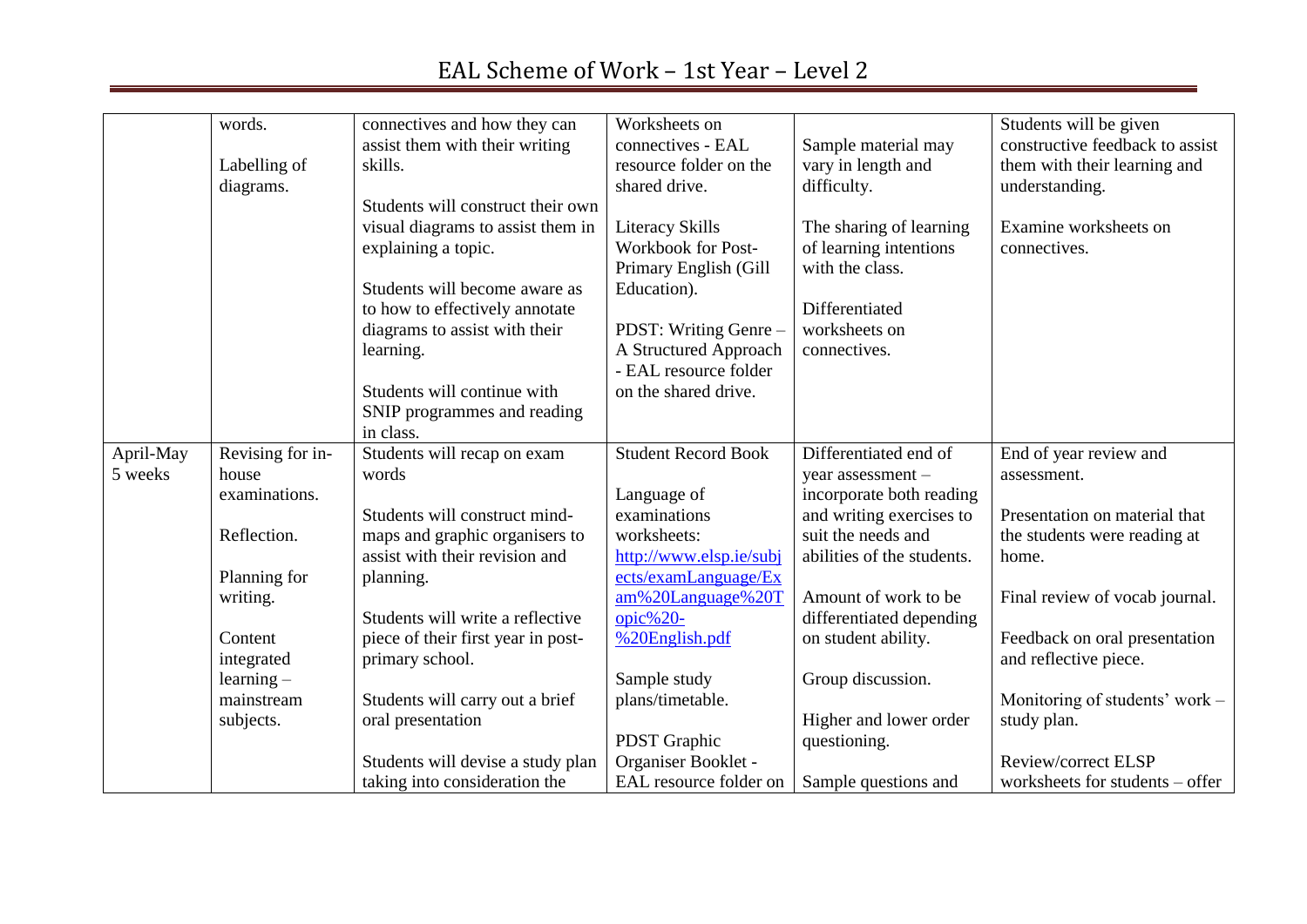# EAL Scheme of Work – 1st Year – Level 2

| | | | | | |
|---|---|---|---|---|---|
| | words.<br><br>Labelling of diagrams. | connectives and how they can assist them with their writing skills.<br><br>Students will construct their own visual diagrams to assist them in explaining a topic.<br><br>Students will become aware as to how to effectively annotate diagrams to assist with their learning.<br><br>Students will continue with SNIP programmes and reading in class. | Worksheets on connectives - EAL resource folder on the shared drive.<br><br>Literacy Skills Workbook for Post-Primary English (Gill Education).<br><br>PDST: Writing Genre – A Structured Approach - EAL resource folder on the shared drive. | Sample material may vary in length and difficulty.<br><br>The sharing of learning of learning intentions with the class.<br><br>Differentiated worksheets on connectives. | Students will be given constructive feedback to assist them with their learning and understanding.<br><br>Examine worksheets on connectives. |
| April-May 5 weeks | Revising for in-house examinations.<br><br>Reflection.<br><br>Planning for writing.<br><br>Content integrated learning – mainstream subjects. | Students will recap on exam words<br><br>Students will construct mind-maps and graphic organisers to assist with their revision and planning.<br><br>Students will write a reflective piece of their first year in post-primary school.<br><br>Students will carry out a brief oral presentation<br><br>Students will devise a study plan taking into consideration the | Student Record Book<br><br>Language of examinations worksheets: http://www.elsp.ie/subjects/examLanguage/Exam%20Language%20Topic%20-%20English.pdf<br><br>Sample study plans/timetable.<br><br>PDST Graphic Organiser Booklet - EAL resource folder on | Differentiated end of year assessment – incorporate both reading and writing exercises to suit the needs and abilities of the students.<br><br>Amount of work to be differentiated depending on student ability.<br><br>Group discussion.<br><br>Higher and lower order questioning.<br><br>Sample questions and | End of year review and assessment.<br><br>Presentation on material that the students were reading at home.<br><br>Final review of vocab journal.<br><br>Feedback on oral presentation and reflective piece.<br><br>Monitoring of students' work – study plan.<br><br>Review/correct ELSP worksheets for students – offer |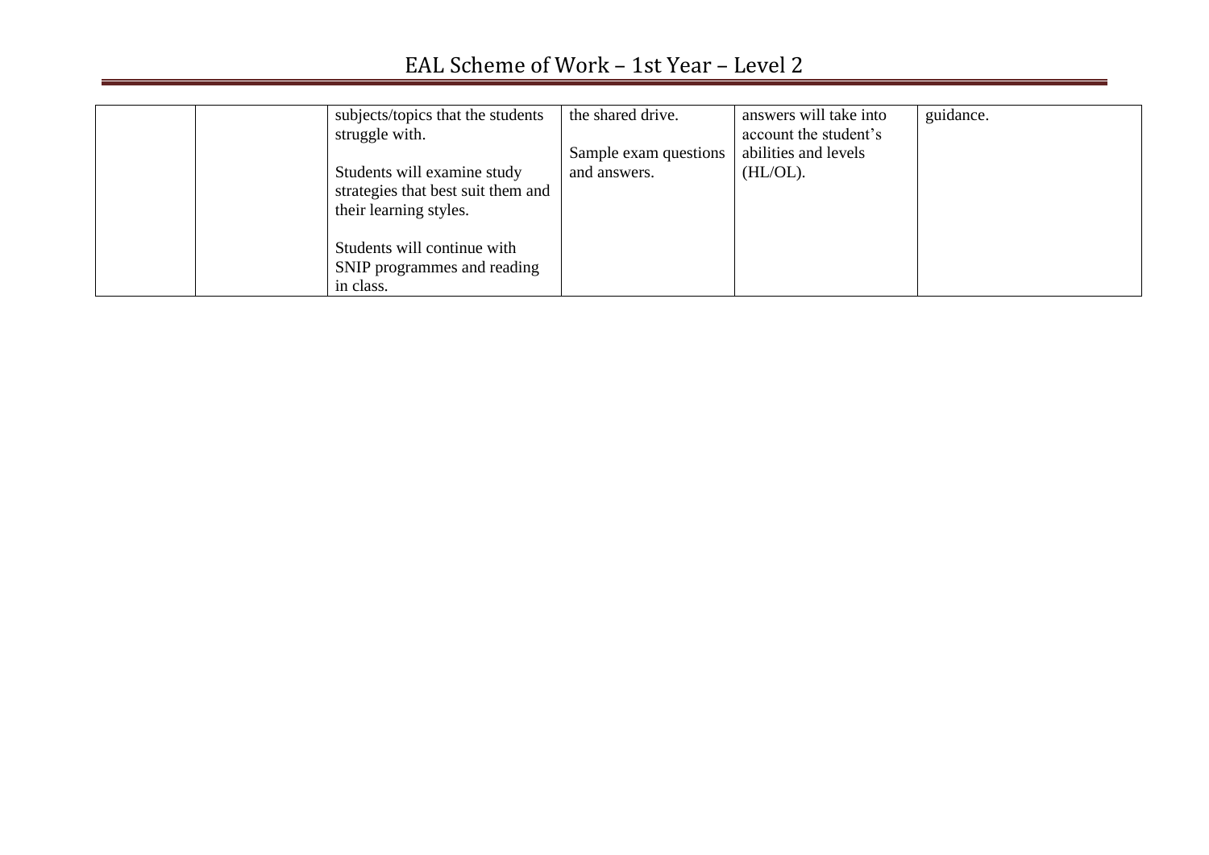| | | | | | |
|---|---|---|---|---|---|
| | | subjects/topics that the students struggle with.<br><br>Students will examine study strategies that best suit them and their learning styles.<br><br>Students will continue with SNIP programmes and reading in class. | the shared drive.<br><br>Sample exam questions and answers. | answers will take into account the student's abilities and levels (HL/OL). | guidance. |